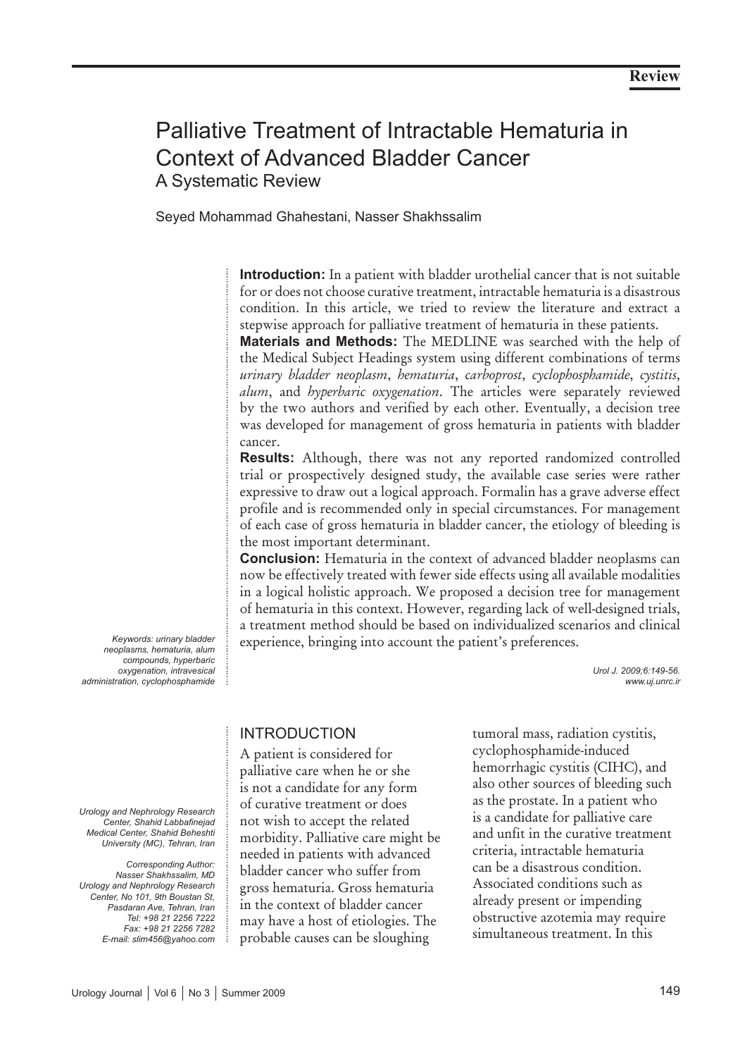**Review**

# Palliative Treatment of Intractable Hematuria in Context of Advanced Bladder Cancer

## A Systematic Review

Seyed Mohammad Ghahestani, Nasser Shakhssalim

**Introduction:** In a patient with bladder urothelial cancer that is not suitable for or does not choose curative treatment, intractable hematuria is a disastrous condition. In this article, we tried to review the literature and extract a stepwise approach for palliative treatment of hematuria in these patients.

**Materials and Methods:** The MEDLINE was searched with the help of the Medical Subject Headings system using different combinations of terms *urinary bladder neoplasm*, *hematuria*, *carboprost*, *cyclophosphamide*, *cystitis*, *alum*, and *hyperbaric oxygenation*. The articles were separately reviewed by the two authors and verified by each other. Eventually, a decision tree was developed for management of gross hematuria in patients with bladder cancer.

**Results:** Although, there was not any reported randomized controlled trial or prospectively designed study, the available case series were rather expressive to draw out a logical approach. Formalin has a grave adverse effect profile and is recommended only in special circumstances. For management of each case of gross hematuria in bladder cancer, the etiology of bleeding is the most important determinant.

**Conclusion:** Hematuria in the context of advanced bladder neoplasms can now be effectively treated with fewer side effects using all available modalities in a logical holistic approach. We proposed a decision tree for management of hematuria in this context. However, regarding lack of well-designed trials, a treatment method should be based on individualized scenarios and clinical experience, bringing into account the patient's preferences.

*Keywords: urinary bladder neoplasms, hematuria, alum compounds, hyperbaric oxygenation, intravesical administration, cyclophosphamide*

*Urol J. 2009;6:149-56.*
*www.uj.unrc.ir*

*Urology and Nephrology Research Center, Shahid Labbafinejad Medical Center, Shahid Beheshti University (MC), Tehran, Iran*

*Corresponding Author:*
*Nasser Shakhssalim, MD*
*Urology and Nephrology Research Center, No 101, 9th Boustan St, Pasdaran Ave, Tehran, Iran*
*Tel: +98 21 2256 7222*
*Fax: +98 21 2256 7282*
*E-mail: slim456@yahoo.com*

## INTRODUCTION

A patient is considered for palliative care when he or she is not a candidate for any form of curative treatment or does not wish to accept the related morbidity. Palliative care might be needed in patients with advanced bladder cancer who suffer from gross hematuria. Gross hematuria in the context of bladder cancer may have a host of etiologies. The probable causes can be sloughing tumoral mass, radiation cystitis, cyclophosphamide-induced hemorrhagic cystitis (CIHC), and also other sources of bleeding such as the prostate. In a patient who is a candidate for palliative care and unfit in the curative treatment criteria, intractable hematuria can be a disastrous condition. Associated conditions such as already present or impending obstructive azotemia may require simultaneous treatment. In this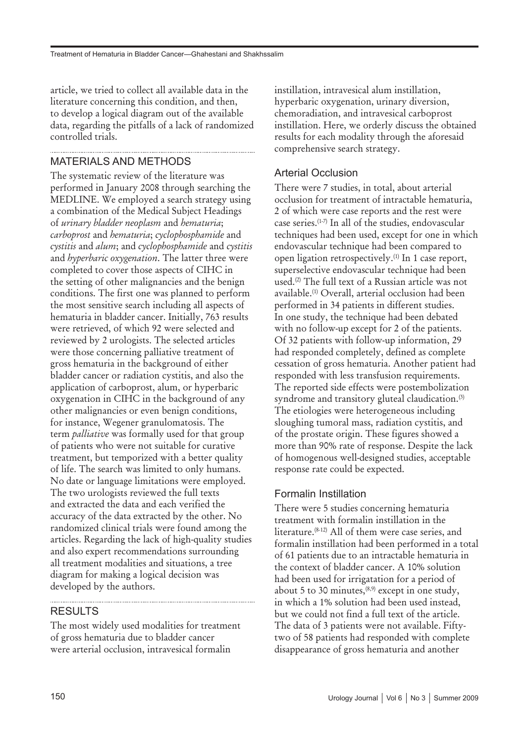article, we tried to collect all available data in the literature concerning this condition, and then, to develop a logical diagram out of the available data, regarding the pitfalls of a lack of randomized controlled trials.

## MATERIALS AND METHODS

The systematic review of the literature was performed in January 2008 through searching the MEDLINE. We employed a search strategy using a combination of the Medical Subject Headings of *urinary bladder neoplasm* and *hematuria*; *carboprost* and *hematuria*; *cyclophosphamide* and *cystitis* and *alum*; and *cyclophosphamide* and *cystitis* and *hyperbaric oxygenation*. The latter three were completed to cover those aspects of CIHC in the setting of other malignancies and the benign conditions. The first one was planned to perform the most sensitive search including all aspects of hematuria in bladder cancer. Initially, 763 results were retrieved, of which 92 were selected and reviewed by 2 urologists. The selected articles were those concerning palliative treatment of gross hematuria in the background of either bladder cancer or radiation cystitis, and also the application of carboprost, alum, or hyperbaric oxygenation in CIHC in the background of any other malignancies or even benign conditions, for instance, Wegener granulomatosis. The term *palliative* was formally used for that group of patients who were not suitable for curative treatment, but temporized with a better quality of life. The search was limited to only humans. No date or language limitations were employed. The two urologists reviewed the full texts and extracted the data and each verified the accuracy of the data extracted by the other. No randomized clinical trials were found among the articles. Regarding the lack of high-quality studies and also expert recommendations surrounding all treatment modalities and situations, a tree diagram for making a logical decision was developed by the authors.

## RESULTS

The most widely used modalities for treatment of gross hematuria due to bladder cancer were arterial occlusion, intravesical formalin instillation, intravesical alum instillation, hyperbaric oxygenation, urinary diversion, chemoradiation, and intravesical carboprost instillation. Here, we orderly discuss the obtained results for each modality through the aforesaid comprehensive search strategy.

### Arterial Occlusion

There were 7 studies, in total, about arterial occlusion for treatment of intractable hematuria, 2 of which were case reports and the rest were case series.[1-7] In all of the studies, endovascular techniques had been used, except for one in which endovascular technique had been compared to open ligation retrospectively.[1] In 1 case report, superselective endovascular technique had been used.[2] The full text of a Russian article was not available.[1] Overall, arterial occlusion had been performed in 34 patients in different studies. In one study, the technique had been debated with no follow-up except for 2 of the patients. Of 32 patients with follow-up information, 29 had responded completely, defined as complete cessation of gross hematuria. Another patient had responded with less transfusion requirements. The reported side effects were postembolization syndrome and transitory gluteal claudication.[3] The etiologies were heterogeneous including sloughing tumoral mass, radiation cystitis, and of the prostate origin. These figures showed a more than 90% rate of response. Despite the lack of homogenous well-designed studies, acceptable response rate could be expected.

### Formalin Instillation

There were 5 studies concerning hematuria treatment with formalin instillation in the literature.[8-12] All of them were case series, and formalin instillation had been performed in a total of 61 patients due to an intractable hematuria in the context of bladder cancer. A 10% solution had been used for irrigatation for a period of about 5 to 30 minutes,[8,9] except in one study, in which a 1% solution had been used instead, but we could not find a full text of the article. The data of 3 patients were not available. Fifty-two of 58 patients had responded with complete disappearance of gross hematuria and another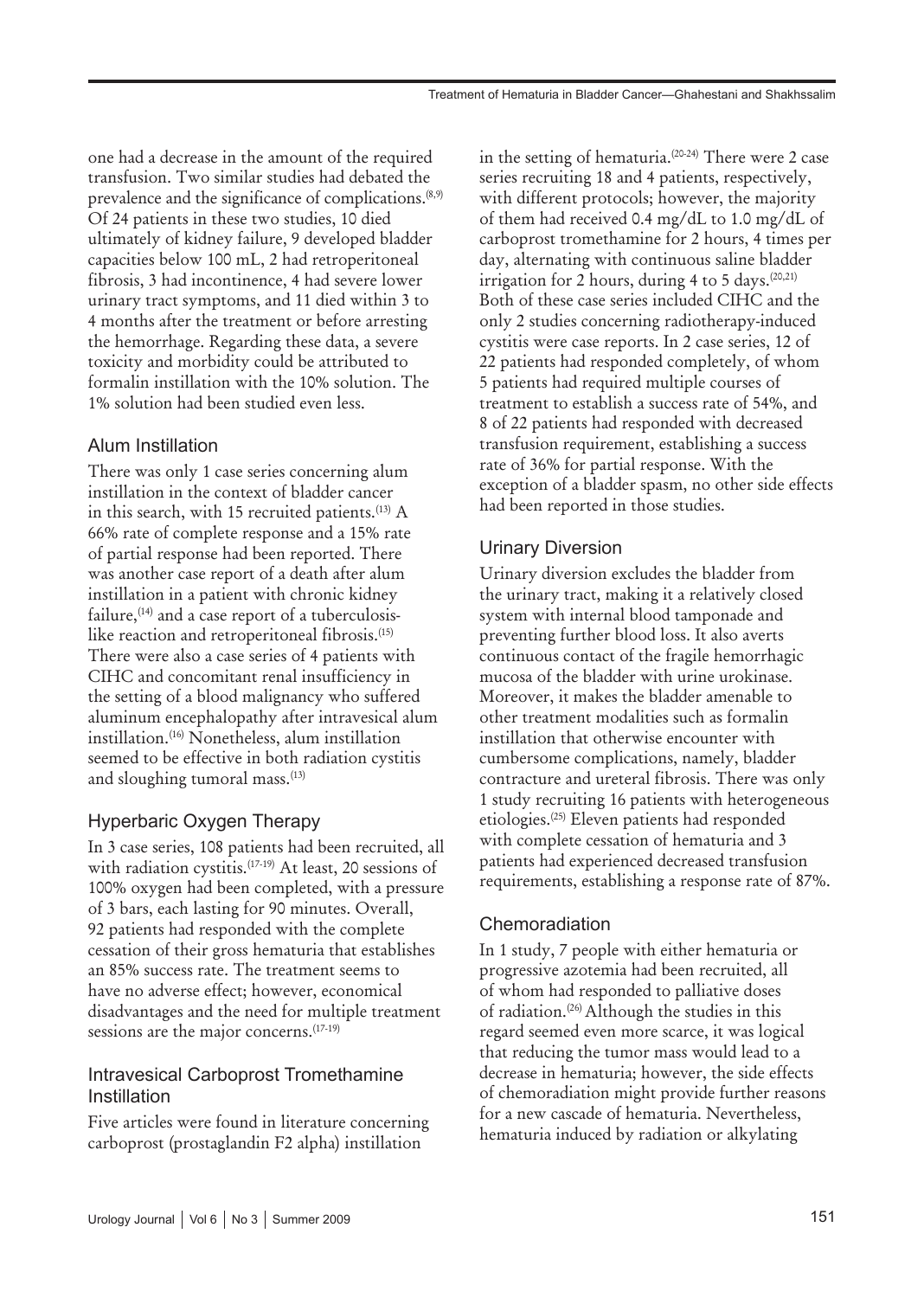one had a decrease in the amount of the required transfusion. Two similar studies had debated the prevalence and the significance of complications.[8,9] Of 24 patients in these two studies, 10 died ultimately of kidney failure, 9 developed bladder capacities below 100 mL, 2 had retroperitoneal fibrosis, 3 had incontinence, 4 had severe lower urinary tract symptoms, and 11 died within 3 to 4 months after the treatment or before arresting the hemorrhage. Regarding these data, a severe toxicity and morbidity could be attributed to formalin instillation with the 10% solution. The 1% solution had been studied even less.

## Alum Instillation

There was only 1 case series concerning alum instillation in the context of bladder cancer in this search, with 15 recruited patients.[13] A 66% rate of complete response and a 15% rate of partial response had been reported. There was another case report of a death after alum instillation in a patient with chronic kidney failure,[14] and a case report of a tuberculosis-like reaction and retroperitoneal fibrosis.[15] There were also a case series of 4 patients with CIHC and concomitant renal insufficiency in the setting of a blood malignancy who suffered aluminum encephalopathy after intravesical alum instillation.[16] Nonetheless, alum instillation seemed to be effective in both radiation cystitis and sloughing tumoral mass.[13]

## Hyperbaric Oxygen Therapy

In 3 case series, 108 patients had been recruited, all with radiation cystitis.[17-19] At least, 20 sessions of 100% oxygen had been completed, with a pressure of 3 bars, each lasting for 90 minutes. Overall, 92 patients had responded with the complete cessation of their gross hematuria that establishes an 85% success rate. The treatment seems to have no adverse effect; however, economical disadvantages and the need for multiple treatment sessions are the major concerns.[17-19]

## Intravesical Carboprost Tromethamine Instillation

Five articles were found in literature concerning carboprost (prostaglandin F2 alpha) instillation in the setting of hematuria.[20-24] There were 2 case series recruiting 18 and 4 patients, respectively, with different protocols; however, the majority of them had received 0.4 mg/dL to 1.0 mg/dL of carboprost tromethamine for 2 hours, 4 times per day, alternating with continuous saline bladder irrigation for 2 hours, during 4 to 5 days.[20,21] Both of these case series included CIHC and the only 2 studies concerning radiotherapy-induced cystitis were case reports. In 2 case series, 12 of 22 patients had responded completely, of whom 5 patients had required multiple courses of treatment to establish a success rate of 54%, and 8 of 22 patients had responded with decreased transfusion requirement, establishing a success rate of 36% for partial response. With the exception of a bladder spasm, no other side effects had been reported in those studies.

## Urinary Diversion

Urinary diversion excludes the bladder from the urinary tract, making it a relatively closed system with internal blood tamponade and preventing further blood loss. It also averts continuous contact of the fragile hemorrhagic mucosa of the bladder with urine urokinase. Moreover, it makes the bladder amenable to other treatment modalities such as formalin instillation that otherwise encounter with cumbersome complications, namely, bladder contracture and ureteral fibrosis. There was only 1 study recruiting 16 patients with heterogeneous etiologies.[25] Eleven patients had responded with complete cessation of hematuria and 3 patients had experienced decreased transfusion requirements, establishing a response rate of 87%.

## Chemoradiation

In 1 study, 7 people with either hematuria or progressive azotemia had been recruited, all of whom had responded to palliative doses of radiation.[26] Although the studies in this regard seemed even more scarce, it was logical that reducing the tumor mass would lead to a decrease in hematuria; however, the side effects of chemoradiation might provide further reasons for a new cascade of hematuria. Nevertheless, hematuria induced by radiation or alkylating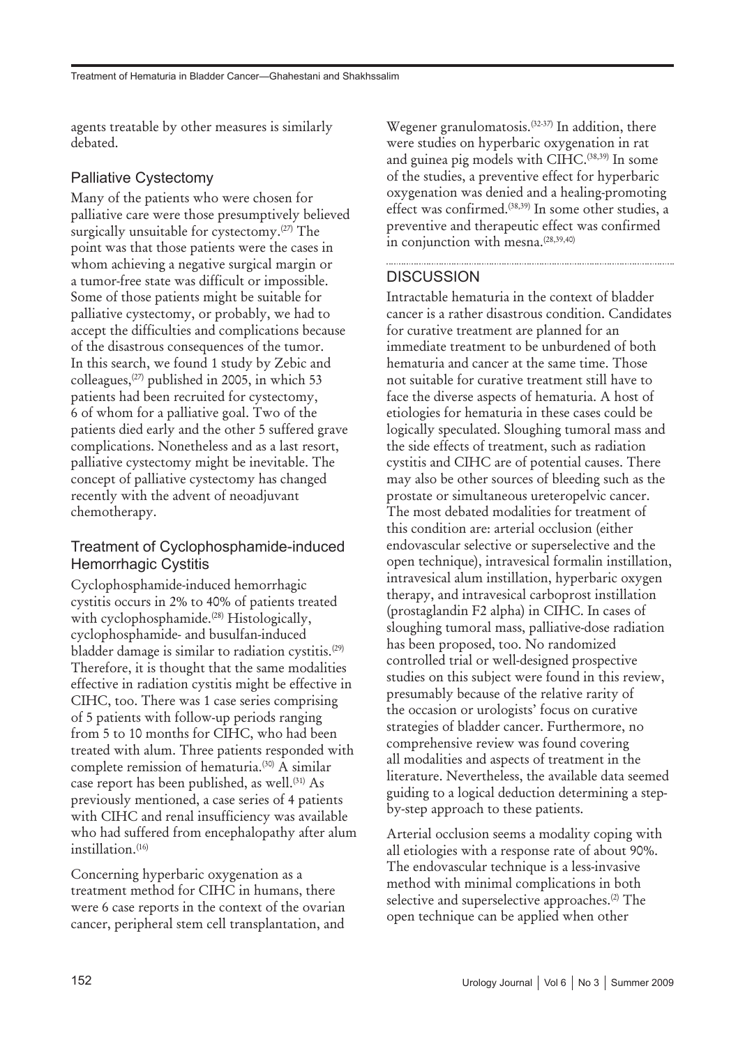agents treatable by other measures is similarly debated.

## Palliative Cystectomy

Many of the patients who were chosen for palliative care were those presumptively believed surgically unsuitable for cystectomy.[27] The point was that those patients were the cases in whom achieving a negative surgical margin or a tumor-free state was difficult or impossible. Some of those patients might be suitable for palliative cystectomy, or probably, we had to accept the difficulties and complications because of the disastrous consequences of the tumor. In this search, we found 1 study by Zebic and colleagues,[27] published in 2005, in which 53 patients had been recruited for cystectomy, 6 of whom for a palliative goal. Two of the patients died early and the other 5 suffered grave complications. Nonetheless and as a last resort, palliative cystectomy might be inevitable. The concept of palliative cystectomy has changed recently with the advent of neoadjuvant chemotherapy.

## Treatment of Cyclophosphamide-induced Hemorrhagic Cystitis

Cyclophosphamide-induced hemorrhagic cystitis occurs in 2% to 40% of patients treated with cyclophosphamide.[28] Histologically, cyclophosphamide- and busulfan-induced bladder damage is similar to radiation cystitis.[29] Therefore, it is thought that the same modalities effective in radiation cystitis might be effective in CIHC, too. There was 1 case series comprising of 5 patients with follow-up periods ranging from 5 to 10 months for CIHC, who had been treated with alum. Three patients responded with complete remission of hematuria.[30] A similar case report has been published, as well.[31] As previously mentioned, a case series of 4 patients with CIHC and renal insufficiency was available who had suffered from encephalopathy after alum instillation.[16]

Concerning hyperbaric oxygenation as a treatment method for CIHC in humans, there were 6 case reports in the context of the ovarian cancer, peripheral stem cell transplantation, and Wegener granulomatosis.[32-37] In addition, there were studies on hyperbaric oxygenation in rat and guinea pig models with CIHC.[38,39] In some of the studies, a preventive effect for hyperbaric oxygenation was denied and a healing-promoting effect was confirmed.[38,39] In some other studies, a preventive and therapeutic effect was confirmed in conjunction with mesna.[28,39,40]

# DISCUSSION

Intractable hematuria in the context of bladder cancer is a rather disastrous condition. Candidates for curative treatment are planned for an immediate treatment to be unburdened of both hematuria and cancer at the same time. Those not suitable for curative treatment still have to face the diverse aspects of hematuria. A host of etiologies for hematuria in these cases could be logically speculated. Sloughing tumoral mass and the side effects of treatment, such as radiation cystitis and CIHC are of potential causes. There may also be other sources of bleeding such as the prostate or simultaneous ureteropelvic cancer. The most debated modalities for treatment of this condition are: arterial occlusion (either endovascular selective or superselective and the open technique), intravesical formalin instillation, intravesical alum instillation, hyperbaric oxygen therapy, and intravesical carboprost instillation (prostaglandin F2 alpha) in CIHC. In cases of sloughing tumoral mass, palliative-dose radiation has been proposed, too. No randomized controlled trial or well-designed prospective studies on this subject were found in this review, presumably because of the relative rarity of the occasion or urologists' focus on curative strategies of bladder cancer. Furthermore, no comprehensive review was found covering all modalities and aspects of treatment in the literature. Nevertheless, the available data seemed guiding to a logical deduction determining a step-by-step approach to these patients.

Arterial occlusion seems a modality coping with all etiologies with a response rate of about 90%. The endovascular technique is a less-invasive method with minimal complications in both selective and superselective approaches.[2] The open technique can be applied when other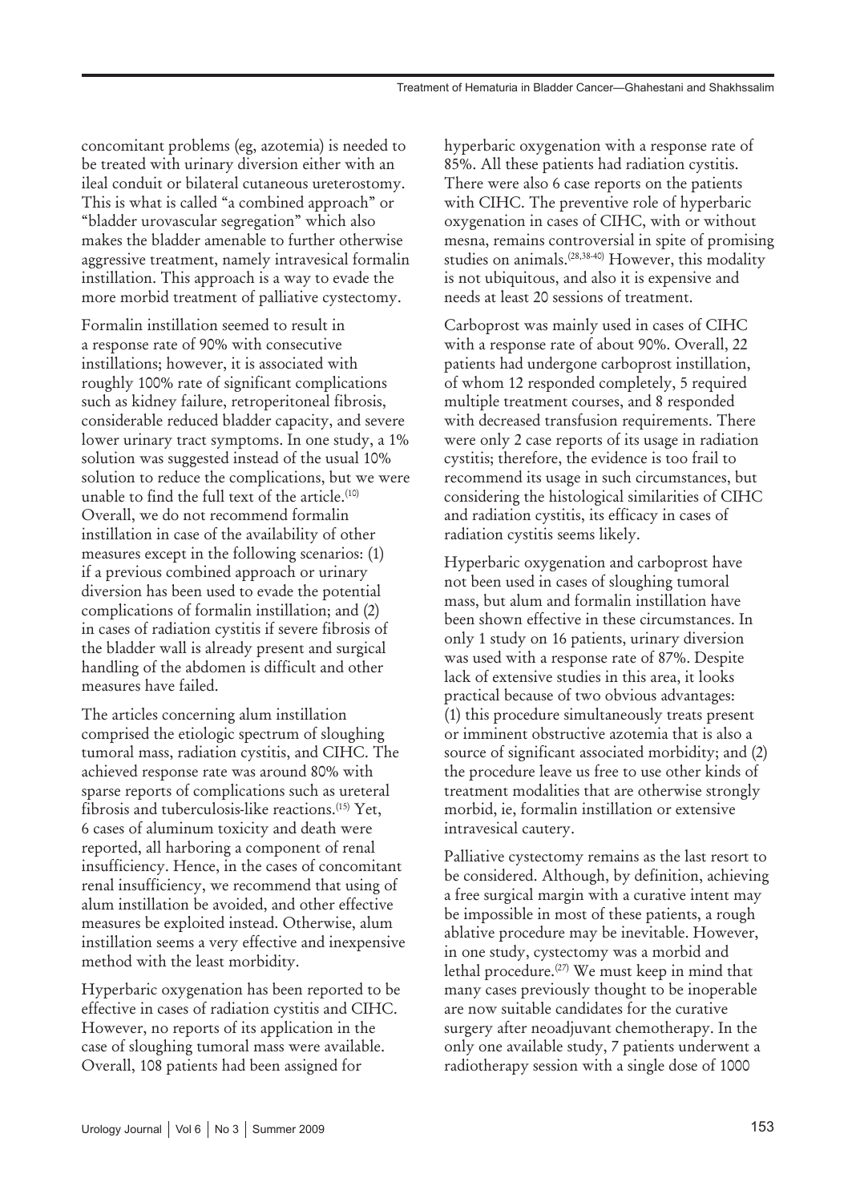concomitant problems (eg, azotemia) is needed to be treated with urinary diversion either with an ileal conduit or bilateral cutaneous ureterostomy. This is what is called "a combined approach" or "bladder urovascular segregation" which also makes the bladder amenable to further otherwise aggressive treatment, namely intravesical formalin instillation. This approach is a way to evade the more morbid treatment of palliative cystectomy.

Formalin instillation seemed to result in a response rate of 90% with consecutive instillations; however, it is associated with roughly 100% rate of significant complications such as kidney failure, retroperitoneal fibrosis, considerable reduced bladder capacity, and severe lower urinary tract symptoms. In one study, a 1% solution was suggested instead of the usual 10% solution to reduce the complications, but we were unable to find the full text of the article.[10] Overall, we do not recommend formalin instillation in case of the availability of other measures except in the following scenarios: (1) if a previous combined approach or urinary diversion has been used to evade the potential complications of formalin instillation; and (2) in cases of radiation cystitis if severe fibrosis of the bladder wall is already present and surgical handling of the abdomen is difficult and other measures have failed.

The articles concerning alum instillation comprised the etiologic spectrum of sloughing tumoral mass, radiation cystitis, and CIHC. The achieved response rate was around 80% with sparse reports of complications such as ureteral fibrosis and tuberculosis-like reactions.[15] Yet, 6 cases of aluminum toxicity and death were reported, all harboring a component of renal insufficiency. Hence, in the cases of concomitant renal insufficiency, we recommend that using of alum instillation be avoided, and other effective measures be exploited instead. Otherwise, alum instillation seems a very effective and inexpensive method with the least morbidity.

Hyperbaric oxygenation has been reported to be effective in cases of radiation cystitis and CIHC. However, no reports of its application in the case of sloughing tumoral mass were available. Overall, 108 patients had been assigned for hyperbaric oxygenation with a response rate of 85%. All these patients had radiation cystitis. There were also 6 case reports on the patients with CIHC. The preventive role of hyperbaric oxygenation in cases of CIHC, with or without mesna, remains controversial in spite of promising studies on animals.[28,38-40] However, this modality is not ubiquitous, and also it is expensive and needs at least 20 sessions of treatment.

Carboprost was mainly used in cases of CIHC with a response rate of about 90%. Overall, 22 patients had undergone carboprost instillation, of whom 12 responded completely, 5 required multiple treatment courses, and 8 responded with decreased transfusion requirements. There were only 2 case reports of its usage in radiation cystitis; therefore, the evidence is too frail to recommend its usage in such circumstances, but considering the histological similarities of CIHC and radiation cystitis, its efficacy in cases of radiation cystitis seems likely.

Hyperbaric oxygenation and carboprost have not been used in cases of sloughing tumoral mass, but alum and formalin instillation have been shown effective in these circumstances. In only 1 study on 16 patients, urinary diversion was used with a response rate of 87%. Despite lack of extensive studies in this area, it looks practical because of two obvious advantages: (1) this procedure simultaneously treats present or imminent obstructive azotemia that is also a source of significant associated morbidity; and (2) the procedure leave us free to use other kinds of treatment modalities that are otherwise strongly morbid, ie, formalin instillation or extensive intravesical cautery.

Palliative cystectomy remains as the last resort to be considered. Although, by definition, achieving a free surgical margin with a curative intent may be impossible in most of these patients, a rough ablative procedure may be inevitable. However, in one study, cystectomy was a morbid and lethal procedure.[27] We must keep in mind that many cases previously thought to be inoperable are now suitable candidates for the curative surgery after neoadjuvant chemotherapy. In the only one available study, 7 patients underwent a radiotherapy session with a single dose of 1000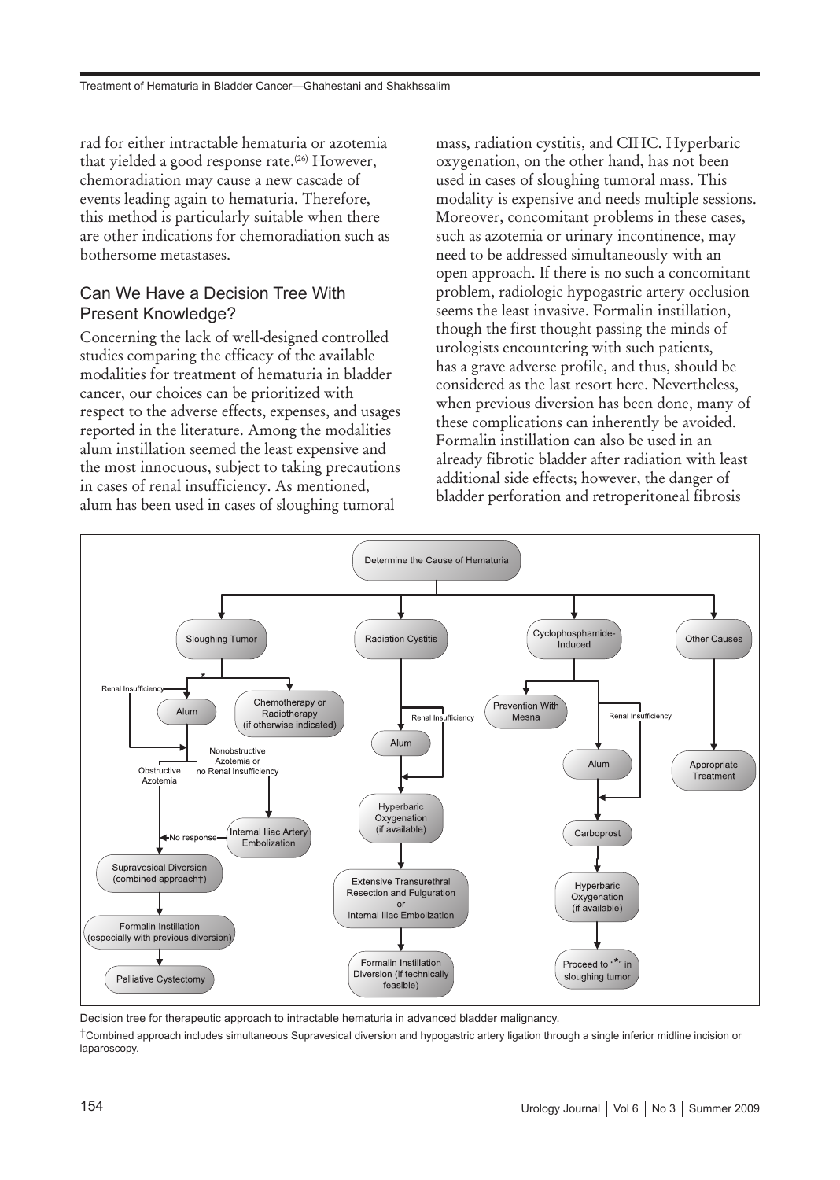rad for either intractable hematuria or azotemia that yielded a good response rate.[26] However, chemoradiation may cause a new cascade of events leading again to hematuria. Therefore, this method is particularly suitable when there are other indications for chemoradiation such as bothersome metastases.

## Can We Have a Decision Tree With Present Knowledge?

Concerning the lack of well-designed controlled studies comparing the efficacy of the available modalities for treatment of hematuria in bladder cancer, our choices can be prioritized with respect to the adverse effects, expenses, and usages reported in the literature. Among the modalities alum instillation seemed the least expensive and the most innocuous, subject to taking precautions in cases of renal insufficiency. As mentioned, alum has been used in cases of sloughing tumoral mass, radiation cystitis, and CIHC. Hyperbaric oxygenation, on the other hand, has not been used in cases of sloughing tumoral mass. This modality is expensive and needs multiple sessions. Moreover, concomitant problems in these cases, such as azotemia or urinary incontinence, may need to be addressed simultaneously with an open approach. If there is no such a concomitant problem, radiologic hypogastric artery occlusion seems the least invasive. Formalin instillation, though the first thought passing the minds of urologists encountering with such patients, has a grave adverse profile, and thus, should be considered as the last resort here. Nevertheless, when previous diversion has been done, many of these complications can inherently be avoided. Formalin instillation can also be used in an already fibrotic bladder after radiation with least additional side effects; however, the danger of bladder perforation and retroperitoneal fibrosis

Decision tree for therapeutic approach to intractable hematuria in advanced bladder malignancy.

†Combined approach includes simultaneous Supravesical diversion and hypogastric artery ligation through a single inferior midline incision or laparoscopy.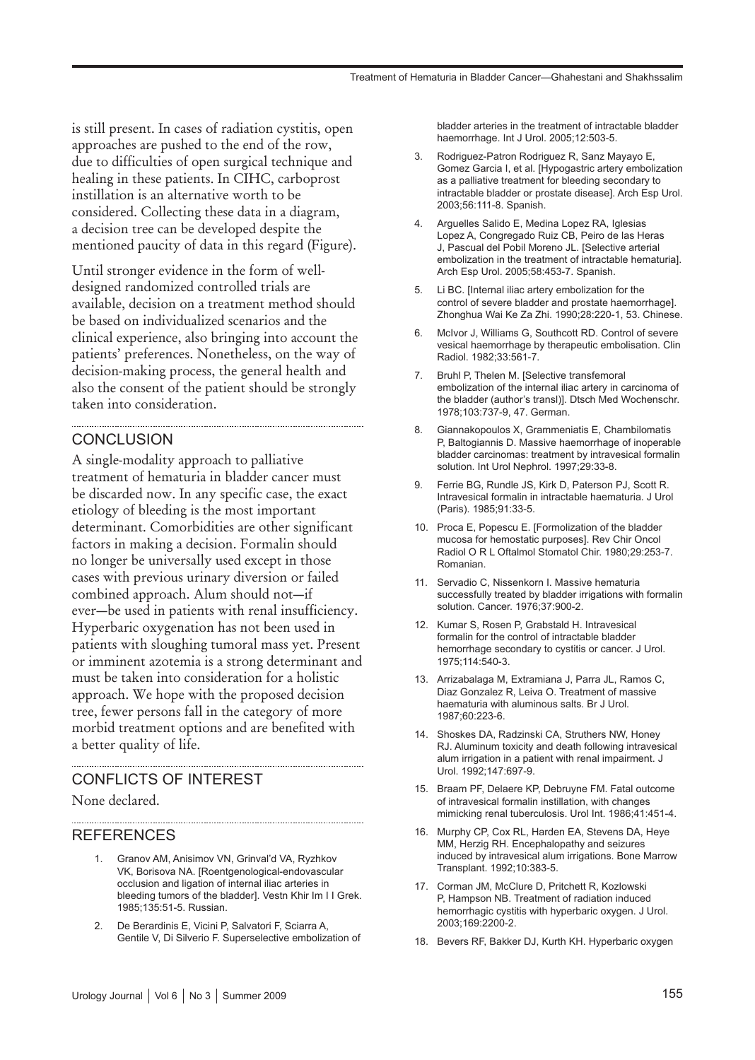is still present. In cases of radiation cystitis, open approaches are pushed to the end of the row, due to difficulties of open surgical technique and healing in these patients. In CIHC, carboprost instillation is an alternative worth to be considered. Collecting these data in a diagram, a decision tree can be developed despite the mentioned paucity of data in this regard (Figure).

Until stronger evidence in the form of well-designed randomized controlled trials are available, decision on a treatment method should be based on individualized scenarios and the clinical experience, also bringing into account the patients' preferences. Nonetheless, on the way of decision-making process, the general health and also the consent of the patient should be strongly taken into consideration.

## CONCLUSION

A single-modality approach to palliative treatment of hematuria in bladder cancer must be discarded now. In any specific case, the exact etiology of bleeding is the most important determinant. Comorbidities are other significant factors in making a decision. Formalin should no longer be universally used except in those cases with previous urinary diversion or failed combined approach. Alum should not—if ever—be used in patients with renal insufficiency. Hyperbaric oxygenation has not been used in patients with sloughing tumoral mass yet. Present or imminent azotemia is a strong determinant and must be taken into consideration for a holistic approach. We hope with the proposed decision tree, fewer persons fall in the category of more morbid treatment options and are benefited with a better quality of life.

## CONFLICTS OF INTEREST

None declared.

## REFERENCES

1. Granov AM, Anisimov VN, Grinval'd VA, Ryzhkov VK, Borisova NA. [Roentgenological-endovascular occlusion and ligation of internal iliac arteries in bleeding tumors of the bladder]. Vestn Khir Im I I Grek. 1985;135:51-5. Russian.
2. De Berardinis E, Vicini P, Salvatori F, Sciarra A, Gentile V, Di Silverio F. Superselective embolization of bladder arteries in the treatment of intractable bladder haemorrhage. Int J Urol. 2005;12:503-5.
3. Rodriguez-Patron Rodriguez R, Sanz Mayayo E, Gomez Garcia I, et al. [Hypogastric artery embolization as a palliative treatment for bleeding secondary to intractable bladder or prostate disease]. Arch Esp Urol. 2003;56:111-8. Spanish.
4. Arguelles Salido E, Medina Lopez RA, Iglesias Lopez A, Congregado Ruiz CB, Peiro de las Heras J, Pascual del Pobil Moreno JL. [Selective arterial embolization in the treatment of intractable hematuria]. Arch Esp Urol. 2005;58:453-7. Spanish.
5. Li BC. [Internal iliac artery embolization for the control of severe bladder and prostate haemorrhage]. Zhonghua Wai Ke Za Zhi. 1990;28:220-1, 53. Chinese.
6. McIvor J, Williams G, Southcott RD. Control of severe vesical haemorrhage by therapeutic embolisation. Clin Radiol. 1982;33:561-7.
7. Bruhl P, Thelen M. [Selective transfemoral embolization of the internal iliac artery in carcinoma of the bladder (author's transl)]. Dtsch Med Wochenschr. 1978;103:737-9, 47. German.
8. Giannakopoulos X, Grammeniatis E, Chambilomatis P, Baltogiannis D. Massive haemorrhage of inoperable bladder carcinomas: treatment by intravesical formalin solution. Int Urol Nephrol. 1997;29:33-8.
9. Ferrie BG, Rundle JS, Kirk D, Paterson PJ, Scott R. Intravesical formalin in intractable haematuria. J Urol (Paris). 1985;91:33-5.
10. Proca E, Popescu E. [Formolization of the bladder mucosa for hemostatic purposes]. Rev Chir Oncol Radiol O R L Oftalmol Stomatol Chir. 1980;29:253-7. Romanian.
11. Servadio C, Nissenkorn I. Massive hematuria successfully treated by bladder irrigations with formalin solution. Cancer. 1976;37:900-2.
12. Kumar S, Rosen P, Grabstald H. Intravesical formalin for the control of intractable bladder hemorrhage secondary to cystitis or cancer. J Urol. 1975;114:540-3.
13. Arrizabalaga M, Extramiana J, Parra JL, Ramos C, Diaz Gonzalez R, Leiva O. Treatment of massive haematuria with aluminous salts. Br J Urol. 1987;60:223-6.
14. Shoskes DA, Radzinski CA, Struthers NW, Honey RJ. Aluminum toxicity and death following intravesical alum irrigation in a patient with renal impairment. J Urol. 1992;147:697-9.
15. Braam PF, Delaere KP, Debruyne FM. Fatal outcome of intravesical formalin instillation, with changes mimicking renal tuberculosis. Urol Int. 1986;41:451-4.
16. Murphy CP, Cox RL, Harden EA, Stevens DA, Heye MM, Herzig RH. Encephalopathy and seizures induced by intravesical alum irrigations. Bone Marrow Transplant. 1992;10:383-5.
17. Corman JM, McClure D, Pritchett R, Kozlowski P, Hampson NB. Treatment of radiation induced hemorrhagic cystitis with hyperbaric oxygen. J Urol. 2003;169:2200-2.
18. Bevers RF, Bakker DJ, Kurth KH. Hyperbaric oxygen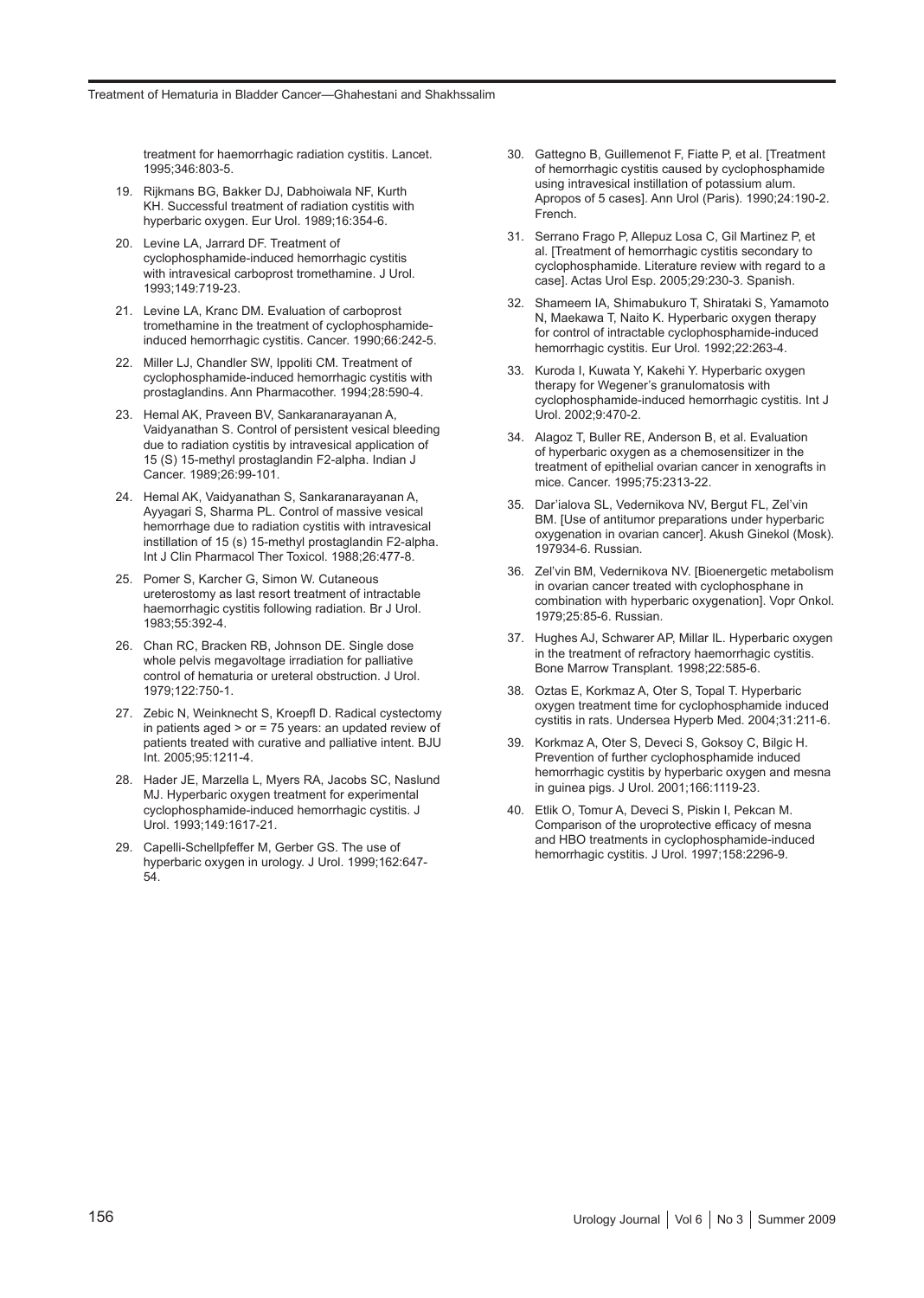treatment for haemorrhagic radiation cystitis. Lancet. 1995;346:803-5.

19. Rijkmans BG, Bakker DJ, Dabhoiwala NF, Kurth KH. Successful treatment of radiation cystitis with hyperbaric oxygen. Eur Urol. 1989;16:354-6.
20. Levine LA, Jarrard DF. Treatment of cyclophosphamide-induced hemorrhagic cystitis with intravesical carboprost tromethamine. J Urol. 1993;149:719-23.
21. Levine LA, Kranc DM. Evaluation of carboprost tromethamine in the treatment of cyclophosphamide-induced hemorrhagic cystitis. Cancer. 1990;66:242-5.
22. Miller LJ, Chandler SW, Ippoliti CM. Treatment of cyclophosphamide-induced hemorrhagic cystitis with prostaglandins. Ann Pharmacother. 1994;28:590-4.
23. Hemal AK, Praveen BV, Sankaranarayanan A, Vaidyanathan S. Control of persistent vesical bleeding due to radiation cystitis by intravesical application of 15 (S) 15-methyl prostaglandin F2-alpha. Indian J Cancer. 1989;26:99-101.
24. Hemal AK, Vaidyanathan S, Sankaranarayanan A, Ayyagari S, Sharma PL. Control of massive vesical hemorrhage due to radiation cystitis with intravesical instillation of 15 (s) 15-methyl prostaglandin F2-alpha. Int J Clin Pharmacol Ther Toxicol. 1988;26:477-8.
25. Pomer S, Karcher G, Simon W. Cutaneous ureterostomy as last resort treatment of intractable haemorrhagic cystitis following radiation. Br J Urol. 1983;55:392-4.
26. Chan RC, Bracken RB, Johnson DE. Single dose whole pelvis megavoltage irradiation for palliative control of hematuria or ureteral obstruction. J Urol. 1979;122:750-1.
27. Zebic N, Weinknecht S, Kroepfl D. Radical cystectomy in patients aged > or = 75 years: an updated review of patients treated with curative and palliative intent. BJU Int. 2005;95:1211-4.
28. Hader JE, Marzella L, Myers RA, Jacobs SC, Naslund MJ. Hyperbaric oxygen treatment for experimental cyclophosphamide-induced hemorrhagic cystitis. J Urol. 1993;149:1617-21.
29. Capelli-Schellpfeffer M, Gerber GS. The use of hyperbaric oxygen in urology. J Urol. 1999;162:647-54.
30. Gattegno B, Guillemenot F, Fiatte P, et al. [Treatment of hemorrhagic cystitis caused by cyclophosphamide using intravesical instillation of potassium alum. Apropos of 5 cases]. Ann Urol (Paris). 1990;24:190-2. French.
31. Serrano Frago P, Allepuz Losa C, Gil Martinez P, et al. [Treatment of hemorrhagic cystitis secondary to cyclophosphamide. Literature review with regard to a case]. Actas Urol Esp. 2005;29:230-3. Spanish.
32. Shameem IA, Shimabukuro T, Shirataki S, Yamamoto N, Maekawa T, Naito K. Hyperbaric oxygen therapy for control of intractable cyclophosphamide-induced hemorrhagic cystitis. Eur Urol. 1992;22:263-4.
33. Kuroda I, Kuwata Y, Kakehi Y. Hyperbaric oxygen therapy for Wegener's granulomatosis with cyclophosphamide-induced hemorrhagic cystitis. Int J Urol. 2002;9:470-2.
34. Alagoz T, Buller RE, Anderson B, et al. Evaluation of hyperbaric oxygen as a chemosensitizer in the treatment of epithelial ovarian cancer in xenografts in mice. Cancer. 1995;75:2313-22.
35. Dar'ialova SL, Vedernikova NV, Bergut FL, Zel'vin BM. [Use of antitumor preparations under hyperbaric oxygenation in ovarian cancer]. Akush Ginekol (Mosk). 197934-6. Russian.
36. Zel'vin BM, Vedernikova NV. [Bioenergetic metabolism in ovarian cancer treated with cyclophosphane in combination with hyperbaric oxygenation]. Vopr Onkol. 1979;25:85-6. Russian.
37. Hughes AJ, Schwarer AP, Millar IL. Hyperbaric oxygen in the treatment of refractory haemorrhagic cystitis. Bone Marrow Transplant. 1998;22:585-6.
38. Oztas E, Korkmaz A, Oter S, Topal T. Hyperbaric oxygen treatment time for cyclophosphamide induced cystitis in rats. Undersea Hyperb Med. 2004;31:211-6.
39. Korkmaz A, Oter S, Deveci S, Goksoy C, Bilgic H. Prevention of further cyclophosphamide induced hemorrhagic cystitis by hyperbaric oxygen and mesna in guinea pigs. J Urol. 2001;166:1119-23.
40. Etlik O, Tomur A, Deveci S, Piskin I, Pekcan M. Comparison of the uroprotective efficacy of mesna and HBO treatments in cyclophosphamide-induced hemorrhagic cystitis. J Urol. 1997;158:2296-9.